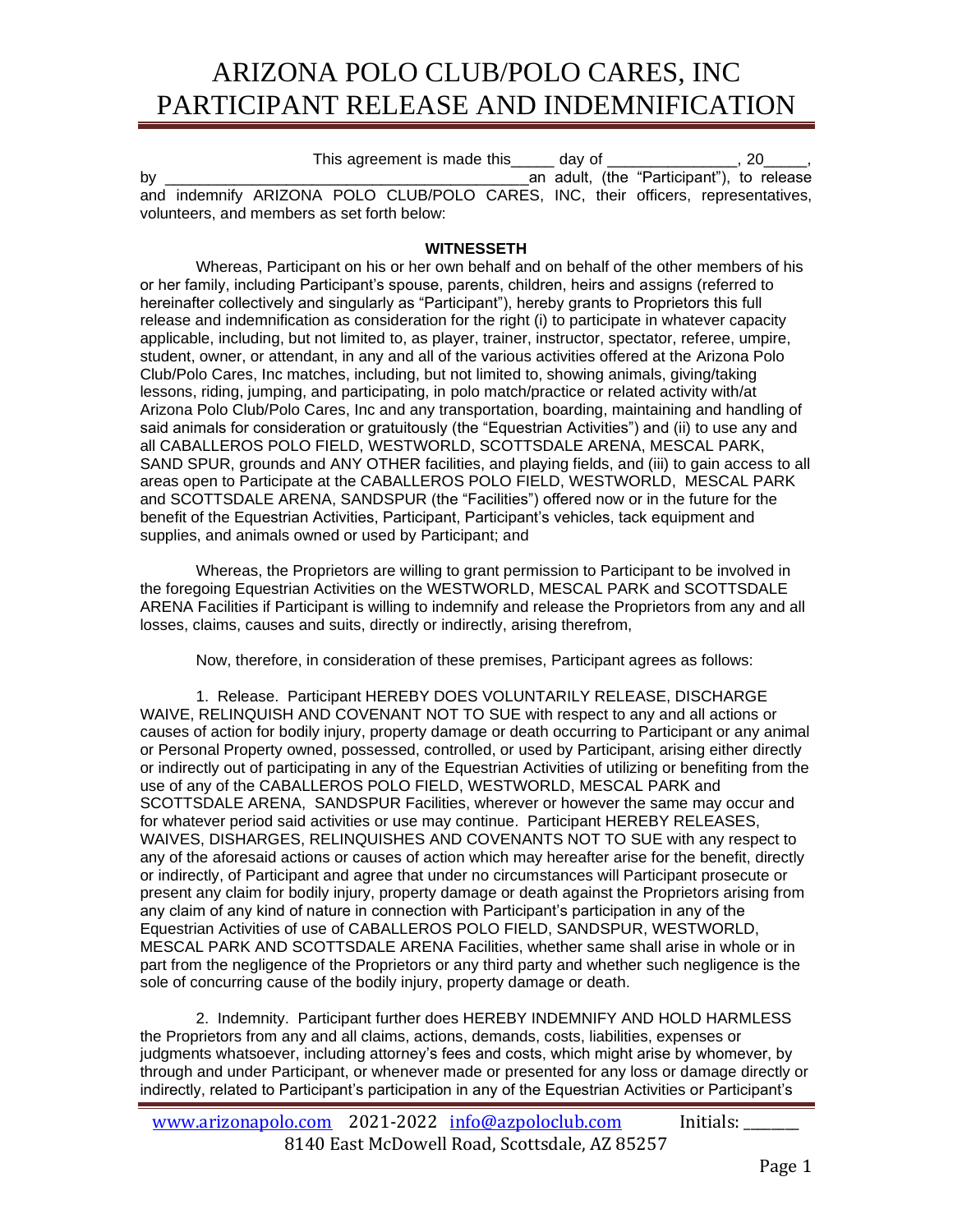# ARIZONA POLO CLUB/POLO CARES, INC PARTICIPANT RELEASE AND INDEMNIFICATION

This agreement is made this_____ day of _______________, 20_____, by ___________________________________________an adult, (the "Participant"), to release and indemnify ARIZONA POLO CLUB/POLO CARES, INC, their officers, representatives, volunteers, and members as set forth below:

**WITNESSETH**

Whereas, Participant on his or her own behalf and on behalf of the other members of his or her family, including Participant's spouse, parents, children, heirs and assigns (referred to hereinafter collectively and singularly as "Participant"), hereby grants to Proprietors this full release and indemnification as consideration for the right (i) to participate in whatever capacity applicable, including, but not limited to, as player, trainer, instructor, spectator, referee, umpire, student, owner, or attendant, in any and all of the various activities offered at the Arizona Polo Club/Polo Cares, Inc matches, including, but not limited to, showing animals, giving/taking lessons, riding, jumping, and participating, in polo match/practice or related activity with/at Arizona Polo Club/Polo Cares, Inc and any transportation, boarding, maintaining and handling of said animals for consideration or gratuitously (the "Equestrian Activities") and (ii) to use any and all CABALLEROS POLO FIELD, WESTWORLD, SCOTTSDALE ARENA, MESCAL PARK, SAND SPUR, grounds and ANY OTHER facilities, and playing fields, and (iii) to gain access to all areas open to Participate at the CABALLEROS POLO FIELD, WESTWORLD, MESCAL PARK and SCOTTSDALE ARENA, SANDSPUR (the "Facilities") offered now or in the future for the benefit of the Equestrian Activities, Participant, Participant's vehicles, tack equipment and supplies, and animals owned or used by Participant; and

Whereas, the Proprietors are willing to grant permission to Participant to be involved in the foregoing Equestrian Activities on the WESTWORLD, MESCAL PARK and SCOTTSDALE ARENA Facilities if Participant is willing to indemnify and release the Proprietors from any and all losses, claims, causes and suits, directly or indirectly, arising therefrom,

Now, therefore, in consideration of these premises, Participant agrees as follows:

1. Release. Participant HEREBY DOES VOLUNTARILY RELEASE, DISCHARGE WAIVE, RELINQUISH AND COVENANT NOT TO SUE with respect to any and all actions or causes of action for bodily injury, property damage or death occurring to Participant or any animal or Personal Property owned, possessed, controlled, or used by Participant, arising either directly or indirectly out of participating in any of the Equestrian Activities of utilizing or benefiting from the use of any of the CABALLEROS POLO FIELD, WESTWORLD, MESCAL PARK and SCOTTSDALE ARENA, SANDSPUR Facilities, wherever or however the same may occur and for whatever period said activities or use may continue. Participant HEREBY RELEASES, WAIVES, DISHARGES, RELINQUISHES AND COVENANTS NOT TO SUE with any respect to any of the aforesaid actions or causes of action which may hereafter arise for the benefit, directly or indirectly, of Participant and agree that under no circumstances will Participant prosecute or present any claim for bodily injury, property damage or death against the Proprietors arising from any claim of any kind of nature in connection with Participant's participation in any of the Equestrian Activities of use of CABALLEROS POLO FIELD, SANDSPUR, WESTWORLD, MESCAL PARK AND SCOTTSDALE ARENA Facilities, whether same shall arise in whole or in part from the negligence of the Proprietors or any third party and whether such negligence is the sole of concurring cause of the bodily injury, property damage or death.

2. Indemnity. Participant further does HEREBY INDEMNIFY AND HOLD HARMLESS the Proprietors from any and all claims, actions, demands, costs, liabilities, expenses or judgments whatsoever, including attorney's fees and costs, which might arise by whomever, by through and under Participant, or whenever made or presented for any loss or damage directly or indirectly, related to Participant's participation in any of the Equestrian Activities or Participant's

www.arizonapolo.com 2021-2022 info@azpoloclub.com Initials: _______
8140 East McDowell Road, Scottsdale, AZ 85257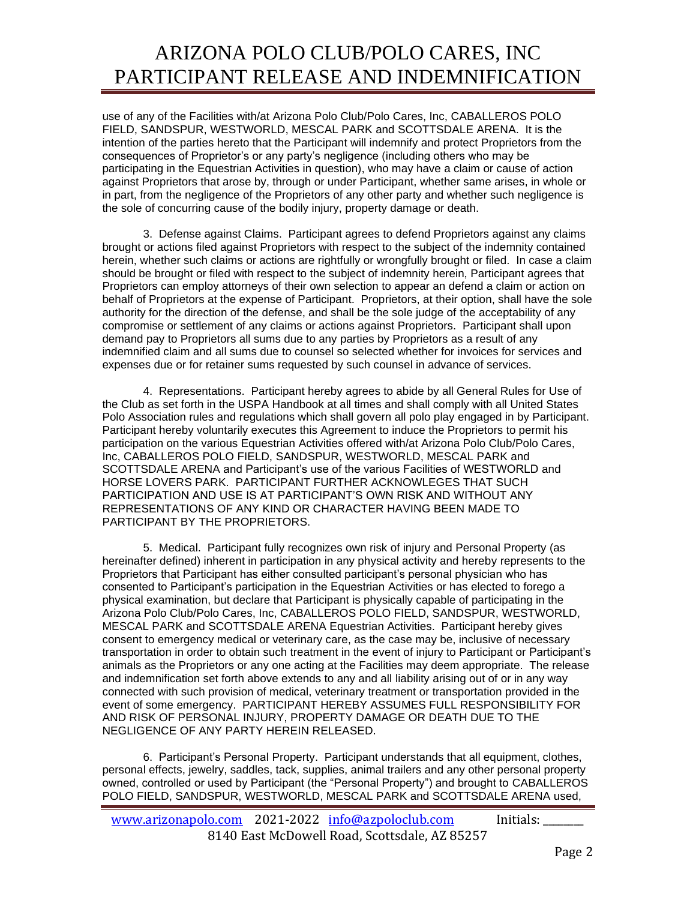use of any of the Facilities with/at Arizona Polo Club/Polo Cares, Inc, CABALLEROS POLO FIELD, SANDSPUR, WESTWORLD, MESCAL PARK and SCOTTSDALE ARENA. It is the intention of the parties hereto that the Participant will indemnify and protect Proprietors from the consequences of Proprietor's or any party's negligence (including others who may be participating in the Equestrian Activities in question), who may have a claim or cause of action against Proprietors that arose by, through or under Participant, whether same arises, in whole or in part, from the negligence of the Proprietors of any other party and whether such negligence is the sole of concurring cause of the bodily injury, property damage or death.

3. Defense against Claims. Participant agrees to defend Proprietors against any claims brought or actions filed against Proprietors with respect to the subject of the indemnity contained herein, whether such claims or actions are rightfully or wrongfully brought or filed. In case a claim should be brought or filed with respect to the subject of indemnity herein, Participant agrees that Proprietors can employ attorneys of their own selection to appear an defend a claim or action on behalf of Proprietors at the expense of Participant. Proprietors, at their option, shall have the sole authority for the direction of the defense, and shall be the sole judge of the acceptability of any compromise or settlement of any claims or actions against Proprietors. Participant shall upon demand pay to Proprietors all sums due to any parties by Proprietors as a result of any indemnified claim and all sums due to counsel so selected whether for invoices for services and expenses due or for retainer sums requested by such counsel in advance of services.

4. Representations. Participant hereby agrees to abide by all General Rules for Use of the Club as set forth in the USPA Handbook at all times and shall comply with all United States Polo Association rules and regulations which shall govern all polo play engaged in by Participant. Participant hereby voluntarily executes this Agreement to induce the Proprietors to permit his participation on the various Equestrian Activities offered with/at Arizona Polo Club/Polo Cares, Inc, CABALLEROS POLO FIELD, SANDSPUR, WESTWORLD, MESCAL PARK and SCOTTSDALE ARENA and Participant's use of the various Facilities of WESTWORLD and HORSE LOVERS PARK. PARTICIPANT FURTHER ACKNOWLEGES THAT SUCH PARTICIPATION AND USE IS AT PARTICIPANT'S OWN RISK AND WITHOUT ANY REPRESENTATIONS OF ANY KIND OR CHARACTER HAVING BEEN MADE TO PARTICIPANT BY THE PROPRIETORS.

5. Medical. Participant fully recognizes own risk of injury and Personal Property (as hereinafter defined) inherent in participation in any physical activity and hereby represents to the Proprietors that Participant has either consulted participant's personal physician who has consented to Participant's participation in the Equestrian Activities or has elected to forego a physical examination, but declare that Participant is physically capable of participating in the Arizona Polo Club/Polo Cares, Inc, CABALLEROS POLO FIELD, SANDSPUR, WESTWORLD, MESCAL PARK and SCOTTSDALE ARENA Equestrian Activities. Participant hereby gives consent to emergency medical or veterinary care, as the case may be, inclusive of necessary transportation in order to obtain such treatment in the event of injury to Participant or Participant's animals as the Proprietors or any one acting at the Facilities may deem appropriate. The release and indemnification set forth above extends to any and all liability arising out of or in any way connected with such provision of medical, veterinary treatment or transportation provided in the event of some emergency. PARTICIPANT HEREBY ASSUMES FULL RESPONSIBILITY FOR AND RISK OF PERSONAL INJURY, PROPERTY DAMAGE OR DEATH DUE TO THE NEGLIGENCE OF ANY PARTY HEREIN RELEASED.

6. Participant's Personal Property. Participant understands that all equipment, clothes, personal effects, jewelry, saddles, tack, supplies, animal trailers and any other personal property owned, controlled or used by Participant (the "Personal Property") and brought to CABALLEROS POLO FIELD, SANDSPUR, WESTWORLD, MESCAL PARK and SCOTTSDALE ARENA used,

www.arizonapolo.com 2021-2022 info@azpoloclub.com Initials: \_\_\_\_\_\_\_
8140 East McDowell Road, Scottsdale, AZ 85257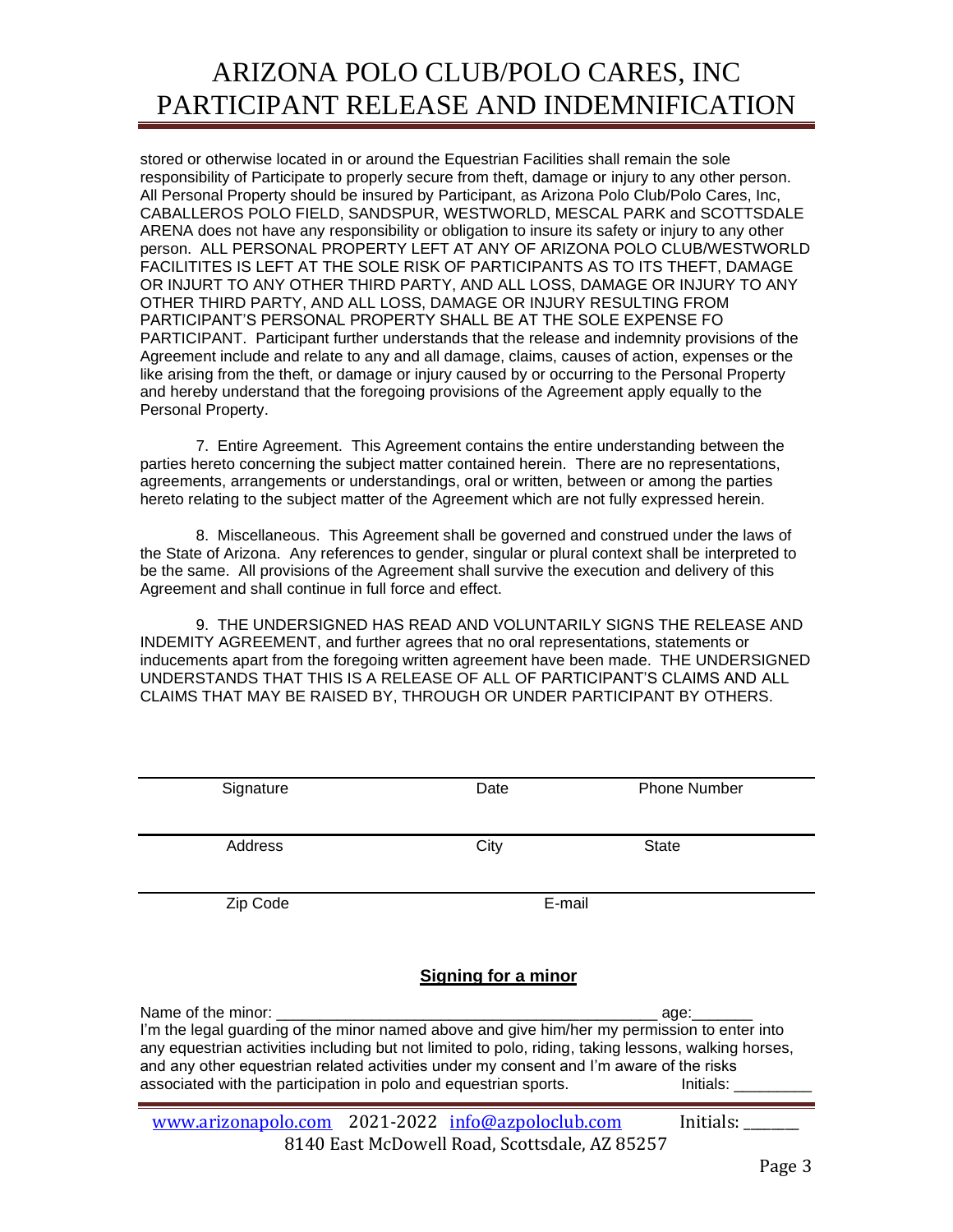stored or otherwise located in or around the Equestrian Facilities shall remain the sole responsibility of Participate to properly secure from theft, damage or injury to any other person. All Personal Property should be insured by Participant, as Arizona Polo Club/Polo Cares, Inc, CABALLEROS POLO FIELD, SANDSPUR, WESTWORLD, MESCAL PARK and SCOTTSDALE ARENA does not have any responsibility or obligation to insure its safety or injury to any other person. ALL PERSONAL PROPERTY LEFT AT ANY OF ARIZONA POLO CLUB/WESTWORLD FACILITITES IS LEFT AT THE SOLE RISK OF PARTICIPANTS AS TO ITS THEFT, DAMAGE OR INJURT TO ANY OTHER THIRD PARTY, AND ALL LOSS, DAMAGE OR INJURY TO ANY OTHER THIRD PARTY, AND ALL LOSS, DAMAGE OR INJURY RESULTING FROM PARTICIPANT'S PERSONAL PROPERTY SHALL BE AT THE SOLE EXPENSE FO PARTICIPANT. Participant further understands that the release and indemnity provisions of the Agreement include and relate to any and all damage, claims, causes of action, expenses or the like arising from the theft, or damage or injury caused by or occurring to the Personal Property and hereby understand that the foregoing provisions of the Agreement apply equally to the Personal Property.

7. Entire Agreement. This Agreement contains the entire understanding between the parties hereto concerning the subject matter contained herein. There are no representations, agreements, arrangements or understandings, oral or written, between or among the parties hereto relating to the subject matter of the Agreement which are not fully expressed herein.

8. Miscellaneous. This Agreement shall be governed and construed under the laws of the State of Arizona. Any references to gender, singular or plural context shall be interpreted to be the same. All provisions of the Agreement shall survive the execution and delivery of this Agreement and shall continue in full force and effect.

9. THE UNDERSIGNED HAS READ AND VOLUNTARILY SIGNS THE RELEASE AND INDEMITY AGREEMENT, and further agrees that no oral representations, statements or inducements apart from the foregoing written agreement have been made. THE UNDERSIGNED UNDERSTANDS THAT THIS IS A RELEASE OF ALL OF PARTICIPANT'S CLAIMS AND ALL CLAIMS THAT MAY BE RAISED BY, THROUGH OR UNDER PARTICIPANT BY OTHERS.

| | | |
|---|---|---|
| Signature | Date | Phone Number |
| Address | City | State |
| Zip Code | E-mail | |

**Signing for a minor**

Name of the minor: ____________________________________________ age:_______

I'm the legal guarding of the minor named above and give him/her my permission to enter into any equestrian activities including but not limited to polo, riding, taking lessons, walking horses, and any other equestrian related activities under my consent and I'm aware of the risks associated with the participation in polo and equestrian sports. Initials: _________

www.arizonapolo.com 2021-2022 info@azpoloclub.com Initials: _______

8140 East McDowell Road, Scottsdale, AZ 85257